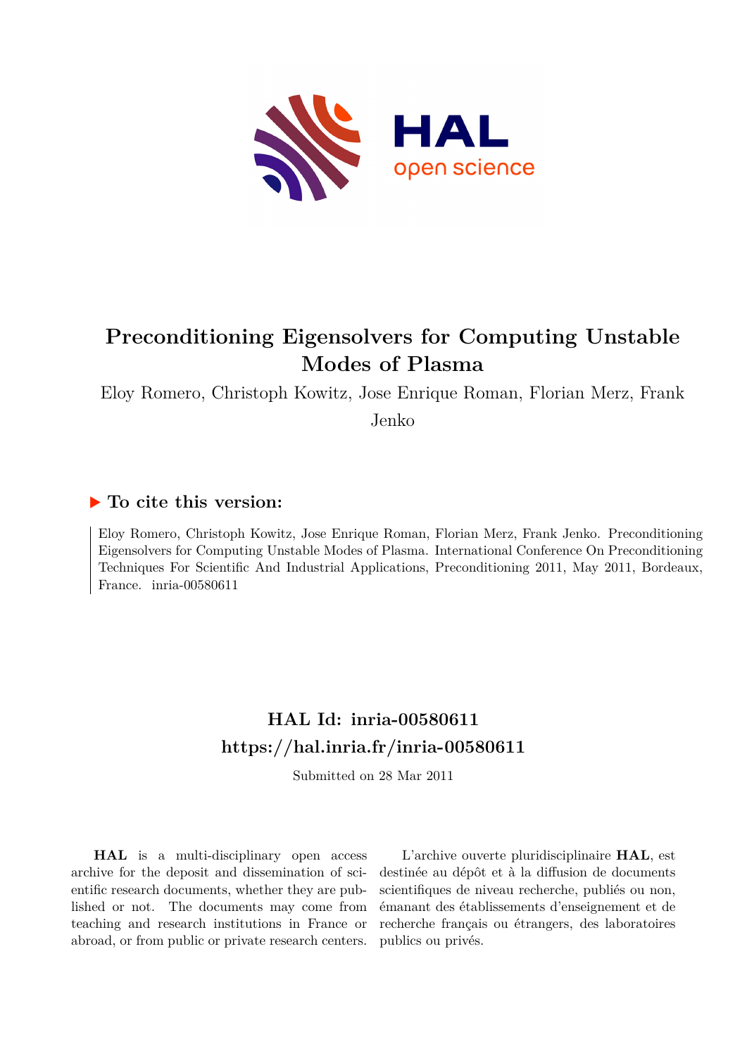# Preconditioning Eigensolvers for Computing Unstable Modes of Plasma

Eloy Romero, Christoph Kowitz, Jose Enrique Roman, Florian Merz, Frank Jenko

## ▶ To cite this version:

Eloy Romero, Christoph Kowitz, Jose Enrique Roman, Florian Merz, Frank Jenko. Preconditioning Eigensolvers for Computing Unstable Modes of Plasma. International Conference On Preconditioning Techniques For Scientific And Industrial Applications, Preconditioning 2011, May 2011, Bordeaux, France. inria-00580611

## HAL Id: inria-00580611

## https://hal.inria.fr/inria-00580611

Submitted on 28 Mar 2011

**HAL** is a multi-disciplinary open access archive for the deposit and dissemination of scientific research documents, whether they are published or not. The documents may come from teaching and research institutions in France or abroad, or from public or private research centers.

L'archive ouverte pluridisciplinaire **HAL**, est destinée au dépôt et à la diffusion de documents scientifiques de niveau recherche, publiés ou non, émanant des établissements d'enseignement et de recherche français ou étrangers, des laboratoires publics ou privés.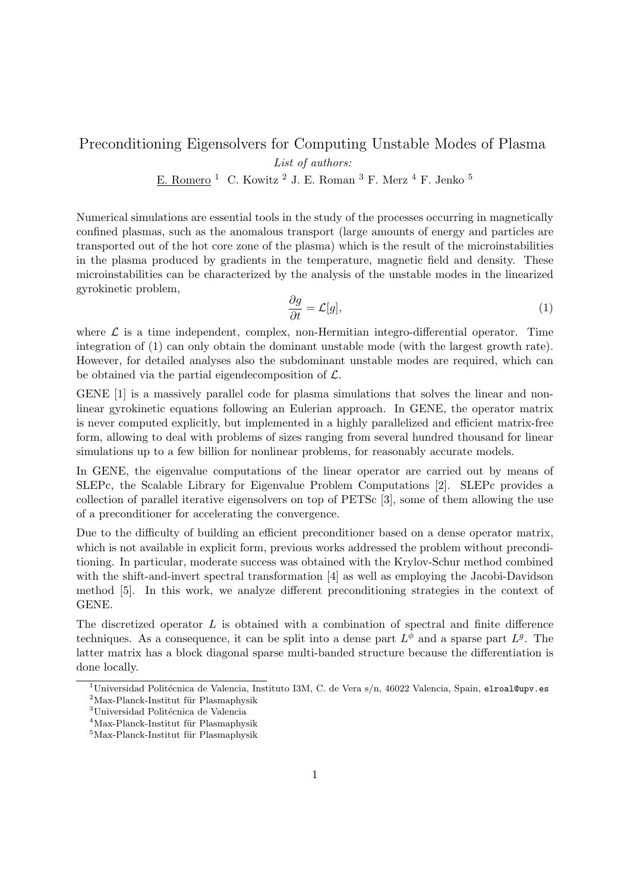# Preconditioning Eigensolvers for Computing Unstable Modes of Plasma

*List of authors:*

E. Romero [1] C. Kowitz [2] J. E. Roman [3] F. Merz [4] F. Jenko [5]

Numerical simulations are essential tools in the study of the processes occurring in magnetically confined plasmas, such as the anomalous transport (large amounts of energy and particles are transported out of the hot core zone of the plasma) which is the result of the microinstabilities in the plasma produced by gradients in the temperature, magnetic field and density. These microinstabilities can be characterized by the analysis of the unstable modes in the linearized gyrokinetic problem,

$$\frac{\partial g}{\partial t} = \mathcal{L}[g], \tag{1}$$

where $\mathcal{L}$ is a time independent, complex, non-Hermitian integro-differential operator. Time integration of (1) can only obtain the dominant unstable mode (with the largest growth rate). However, for detailed analyses also the subdominant unstable modes are required, which can be obtained via the partial eigendecomposition of $\mathcal{L}$.

GENE [1] is a massively parallel code for plasma simulations that solves the linear and nonlinear gyrokinetic equations following an Eulerian approach. In GENE, the operator matrix is never computed explicitly, but implemented in a highly parallelized and efficient matrix-free form, allowing to deal with problems of sizes ranging from several hundred thousand for linear simulations up to a few billion for nonlinear problems, for reasonably accurate models.

In GENE, the eigenvalue computations of the linear operator are carried out by means of SLEPc, the Scalable Library for Eigenvalue Problem Computations [2]. SLEPc provides a collection of parallel iterative eigensolvers on top of PETSc [3], some of them allowing the use of a preconditioner for accelerating the convergence.

Due to the difficulty of building an efficient preconditioner based on a dense operator matrix, which is not available in explicit form, previous works addressed the problem without preconditioning. In particular, moderate success was obtained with the Krylov-Schur method combined with the shift-and-invert spectral transformation [4] as well as employing the Jacobi-Davidson method [5]. In this work, we analyze different preconditioning strategies in the context of GENE.

The discretized operator $L$ is obtained with a combination of spectral and finite difference techniques. As a consequence, it can be split into a dense part $L^{\phi}$ and a sparse part $L^{g}$. The latter matrix has a block diagonal sparse multi-banded structure because the differentiation is done locally.

[1] Universidad Politécnica de Valencia, Instituto I3M, C. de Vera s/n, 46022 Valencia, Spain, elroal@upv.es

[2] Max-Planck-Institut für Plasmaphysik

[3] Universidad Politécnica de Valencia

[4] Max-Planck-Institut für Plasmaphysik

[5] Max-Planck-Institut für Plasmaphysik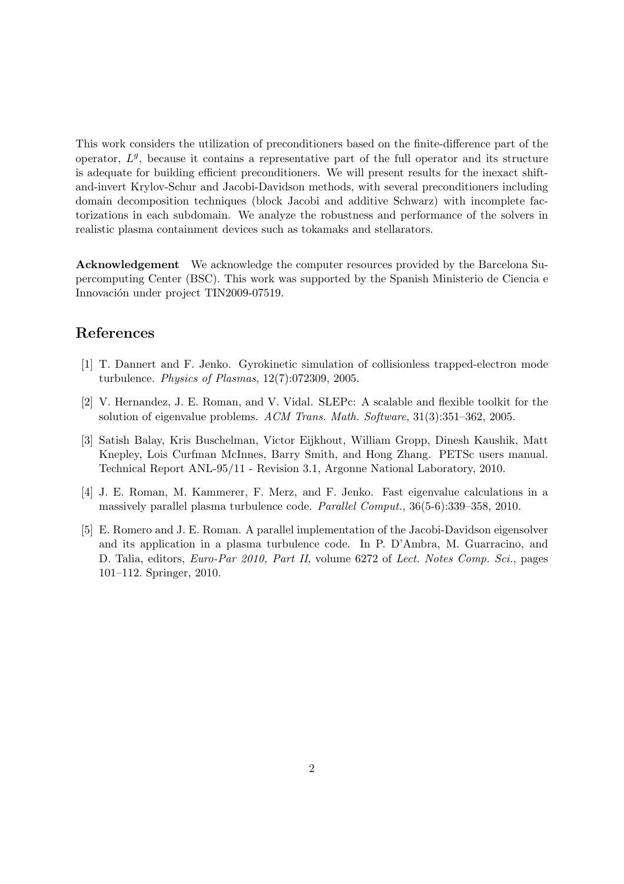This work considers the utilization of preconditioners based on the finite-difference part of the operator, $L^g$, because it contains a representative part of the full operator and its structure is adequate for building efficient preconditioners. We will present results for the inexact shift-and-invert Krylov-Schur and Jacobi-Davidson methods, with several preconditioners including domain decomposition techniques (block Jacobi and additive Schwarz) with incomplete factorizations in each subdomain. We analyze the robustness and performance of the solvers in realistic plasma containment devices such as tokamaks and stellarators.

**Acknowledgement** We acknowledge the computer resources provided by the Barcelona Supercomputing Center (BSC). This work was supported by the Spanish Ministerio de Ciencia e Innovación under project TIN2009-07519.

## References

[1] T. Dannert and F. Jenko. Gyrokinetic simulation of collisionless trapped-electron mode turbulence. *Physics of Plasmas*, 12(7):072309, 2005.

[2] V. Hernandez, J. E. Roman, and V. Vidal. SLEPc: A scalable and flexible toolkit for the solution of eigenvalue problems. *ACM Trans. Math. Software*, 31(3):351–362, 2005.

[3] Satish Balay, Kris Buschelman, Victor Eijkhout, William Gropp, Dinesh Kaushik, Matt Knepley, Lois Curfman McInnes, Barry Smith, and Hong Zhang. PETSc users manual. Technical Report ANL-95/11 - Revision 3.1, Argonne National Laboratory, 2010.

[4] J. E. Roman, M. Kammerer, F. Merz, and F. Jenko. Fast eigenvalue calculations in a massively parallel plasma turbulence code. *Parallel Comput.*, 36(5-6):339–358, 2010.

[5] E. Romero and J. E. Roman. A parallel implementation of the Jacobi-Davidson eigensolver and its application in a plasma turbulence code. In P. D'Ambra, M. Guarracino, and D. Talia, editors, *Euro-Par 2010, Part II*, volume 6272 of *Lect. Notes Comp. Sci.*, pages 101–112. Springer, 2010.